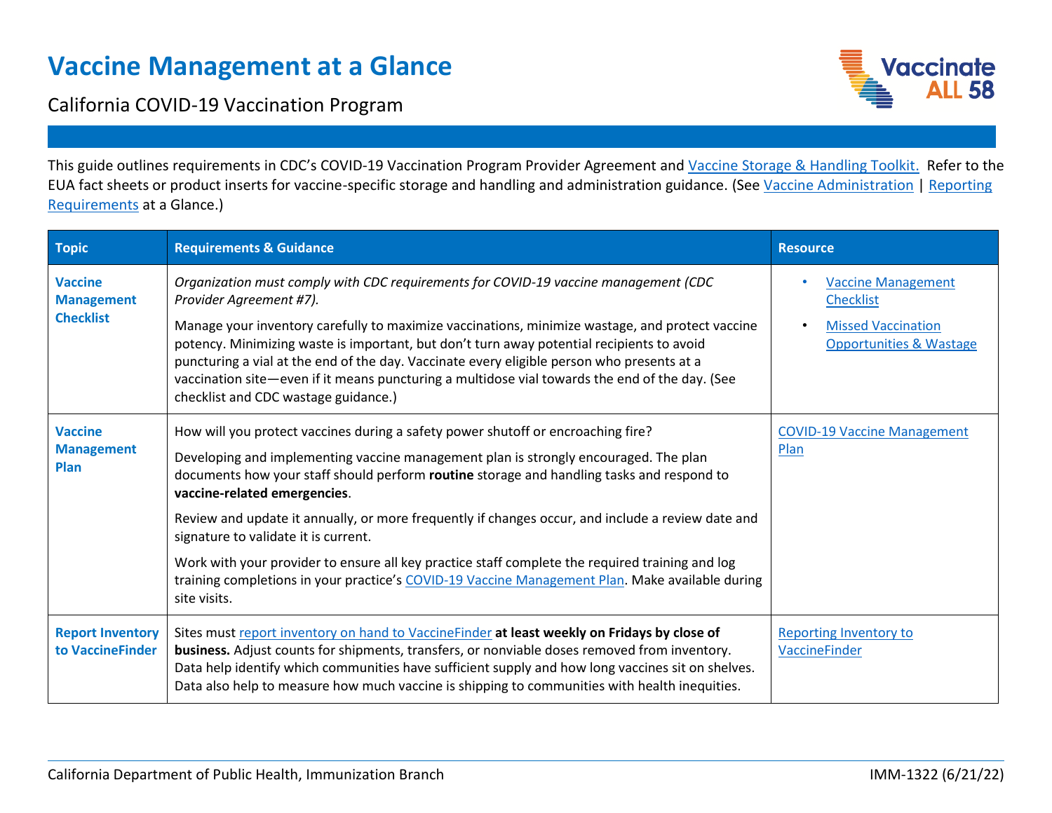# Vaccine Management at a Glance

California COVID-19 Vaccination Program

This guide outlines requirements in CDC's COVID-19 Vaccination Program Provider Agreement and Vaccine Storage & Handling Toolkit. Refer to the EUA fact sheets or product inserts for vaccine-specific storage and handling and administration guidance. (See Vaccine Administration | Reporting Requirements at a Glance.)

| Topic | Requirements & Guidance | Resource |
|---|---|---|
| **Vaccine Management Checklist** | *Organization must comply with CDC requirements for COVID-19 vaccine management (CDC Provider Agreement #7).*<br><br>Manage your inventory carefully to maximize vaccinations, minimize wastage, and protect vaccine potency. Minimizing waste is important, but don't turn away potential recipients to avoid puncturing a vial at the end of the day. Vaccinate every eligible person who presents at a vaccination site—even if it means puncturing a multidose vial towards the end of the day. (See checklist and CDC wastage guidance.) | • Vaccine Management Checklist<br>• Missed Vaccination Opportunities & Wastage |
| **Vaccine Management Plan** | How will you protect vaccines during a safety power shutoff or encroaching fire?<br><br>Developing and implementing vaccine management plan is strongly encouraged. The plan documents how your staff should perform **routine** storage and handling tasks and respond to **vaccine-related emergencies**.<br><br>Review and update it annually, or more frequently if changes occur, and include a review date and signature to validate it is current.<br><br>Work with your provider to ensure all key practice staff complete the required training and log training completions in your practice's COVID-19 Vaccine Management Plan. Make available during site visits. | COVID-19 Vaccine Management Plan |
| **Report Inventory to VaccineFinder** | Sites must report inventory on hand to VaccineFinder **at least weekly on Fridays by close of business.** Adjust counts for shipments, transfers, or nonviable doses removed from inventory. Data help identify which communities have sufficient supply and how long vaccines sit on shelves. Data also help to measure how much vaccine is shipping to communities with health inequities. | Reporting Inventory to VaccineFinder |

California Department of Public Health, Immunization Branch IMM-1322 (6/21/22)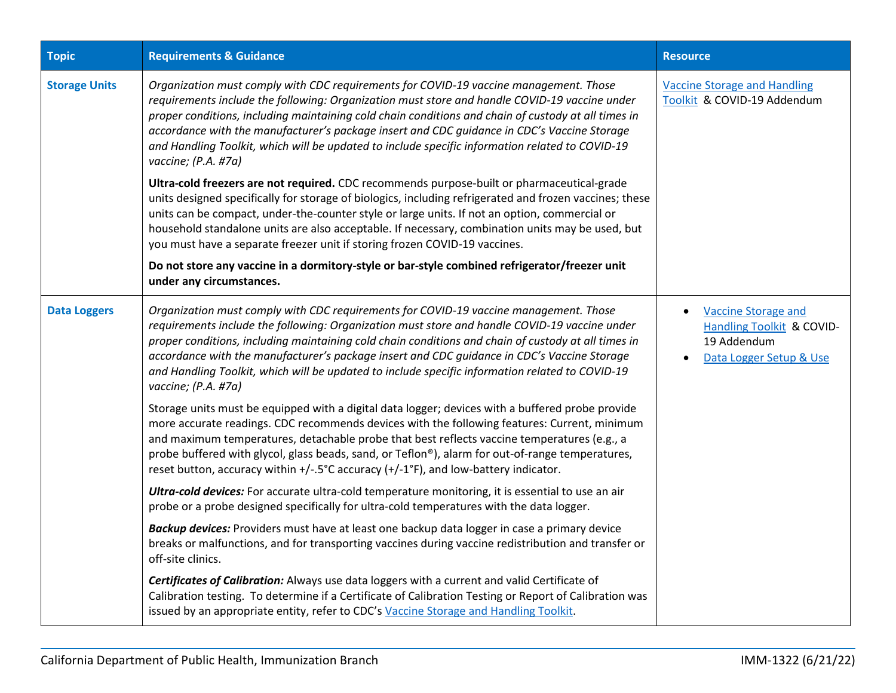| Topic | Requirements & Guidance | Resource |
|---|---|---|
| **Storage Units** | *Organization must comply with CDC requirements for COVID-19 vaccine management. Those requirements include the following: Organization must store and handle COVID-19 vaccine under proper conditions, including maintaining cold chain conditions and chain of custody at all times in accordance with the manufacturer's package insert and CDC guidance in CDC's Vaccine Storage and Handling Toolkit, which will be updated to include specific information related to COVID-19 vaccine; (P.A. #7a)*<br><br>**Ultra-cold freezers are not required.** CDC recommends purpose-built or pharmaceutical-grade units designed specifically for storage of biologics, including refrigerated and frozen vaccines; these units can be compact, under-the-counter style or large units. If not an option, commercial or household standalone units are also acceptable. If necessary, combination units may be used, but you must have a separate freezer unit if storing frozen COVID-19 vaccines.<br><br>**Do not store any vaccine in a dormitory-style or bar-style combined refrigerator/freezer unit under any circumstances.** | Vaccine Storage and Handling Toolkit & COVID-19 Addendum |
| **Data Loggers** | *Organization must comply with CDC requirements for COVID-19 vaccine management. Those requirements include the following: Organization must store and handle COVID-19 vaccine under proper conditions, including maintaining cold chain conditions and chain of custody at all times in accordance with the manufacturer's package insert and CDC guidance in CDC's Vaccine Storage and Handling Toolkit, which will be updated to include specific information related to COVID-19 vaccine; (P.A. #7a)*<br><br>Storage units must be equipped with a digital data logger; devices with a buffered probe provide more accurate readings. CDC recommends devices with the following features: Current, minimum and maximum temperatures, detachable probe that best reflects vaccine temperatures (e.g., a probe buffered with glycol, glass beads, sand, or Teflon®), alarm for out-of-range temperatures, reset button, accuracy within +/-.5°C accuracy (+/-1°F), and low-battery indicator.<br><br>***Ultra-cold devices:*** For accurate ultra-cold temperature monitoring, it is essential to use an air probe or a probe designed specifically for ultra-cold temperatures with the data logger.<br><br>***Backup devices:*** Providers must have at least one backup data logger in case a primary device breaks or malfunctions, and for transporting vaccines during vaccine redistribution and transfer or off-site clinics.<br><br>***Certificates of Calibration:*** Always use data loggers with a current and valid Certificate of Calibration testing. To determine if a Certificate of Calibration Testing or Report of Calibration was issued by an appropriate entity, refer to CDC's Vaccine Storage and Handling Toolkit. | • Vaccine Storage and Handling Toolkit & COVID-19 Addendum<br>• Data Logger Setup & Use |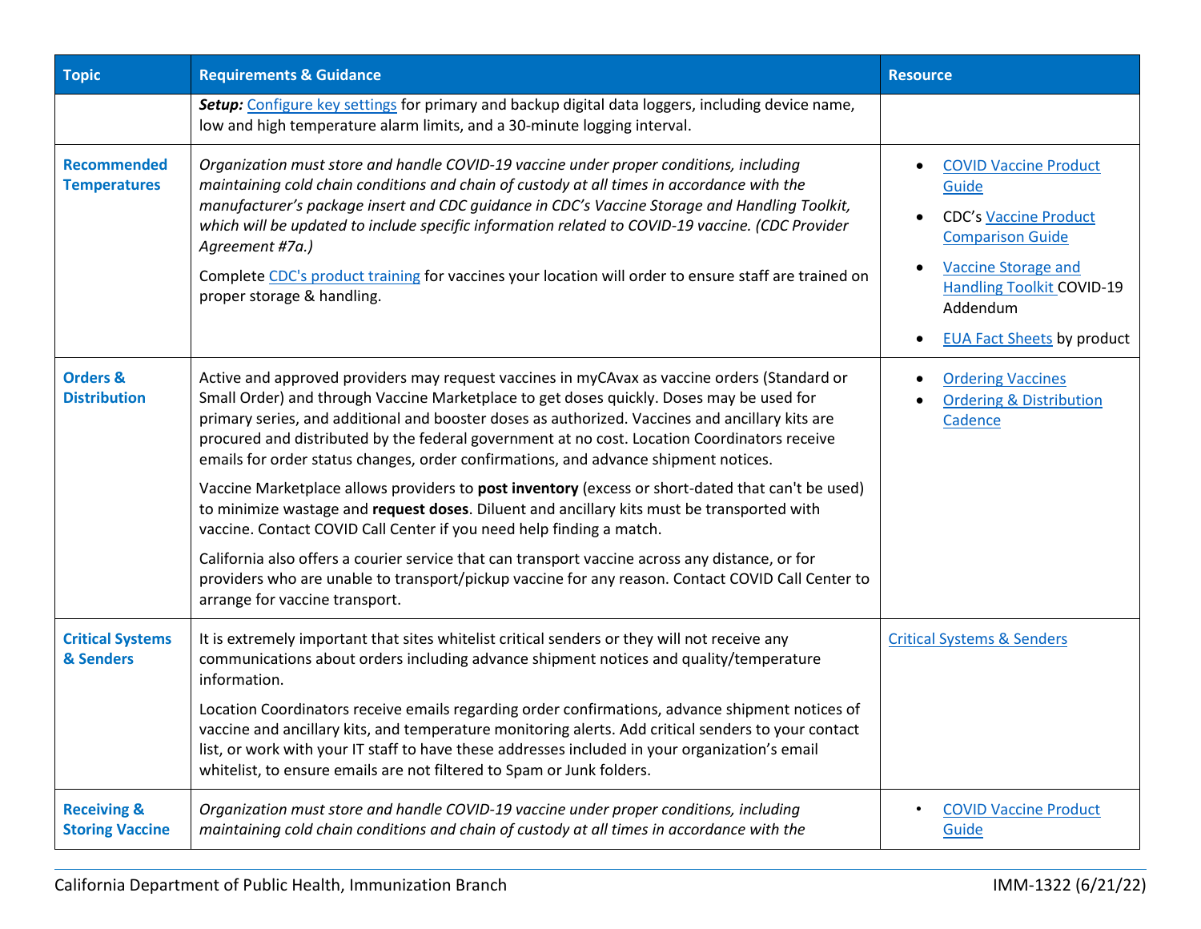| Topic | Requirements & Guidance | Resource |
|---|---|---|
| | ***Setup:*** Configure key settings for primary and backup digital data loggers, including device name, low and high temperature alarm limits, and a 30-minute logging interval. | |
| **Recommended Temperatures** | *Organization must store and handle COVID-19 vaccine under proper conditions, including maintaining cold chain conditions and chain of custody at all times in accordance with the manufacturer's package insert and CDC guidance in CDC's Vaccine Storage and Handling Toolkit, which will be updated to include specific information related to COVID-19 vaccine. (CDC Provider Agreement #7a.)*<br><br>Complete CDC's product training for vaccines your location will order to ensure staff are trained on proper storage & handling. | • COVID Vaccine Product Guide<br>• CDC's Vaccine Product Comparison Guide<br>• Vaccine Storage and Handling Toolkit COVID-19 Addendum<br>• EUA Fact Sheets by product |
| **Orders & Distribution** | Active and approved providers may request vaccines in myCAvax as vaccine orders (Standard or Small Order) and through Vaccine Marketplace to get doses quickly. Doses may be used for primary series, and additional and booster doses as authorized. Vaccines and ancillary kits are procured and distributed by the federal government at no cost. Location Coordinators receive emails for order status changes, order confirmations, and advance shipment notices.<br><br>Vaccine Marketplace allows providers to **post inventory** (excess or short-dated that can't be used) to minimize wastage and **request doses**. Diluent and ancillary kits must be transported with vaccine. Contact COVID Call Center if you need help finding a match.<br><br>California also offers a courier service that can transport vaccine across any distance, or for providers who are unable to transport/pickup vaccine for any reason. Contact COVID Call Center to arrange for vaccine transport. | • Ordering Vaccines<br>• Ordering & Distribution Cadence |
| **Critical Systems & Senders** | It is extremely important that sites whitelist critical senders or they will not receive any communications about orders including advance shipment notices and quality/temperature information.<br><br>Location Coordinators receive emails regarding order confirmations, advance shipment notices of vaccine and ancillary kits, and temperature monitoring alerts. Add critical senders to your contact list, or work with your IT staff to have these addresses included in your organization's email whitelist, to ensure emails are not filtered to Spam or Junk folders. | Critical Systems & Senders |
| **Receiving & Storing Vaccine** | *Organization must store and handle COVID-19 vaccine under proper conditions, including maintaining cold chain conditions and chain of custody at all times in accordance with the* | • COVID Vaccine Product Guide |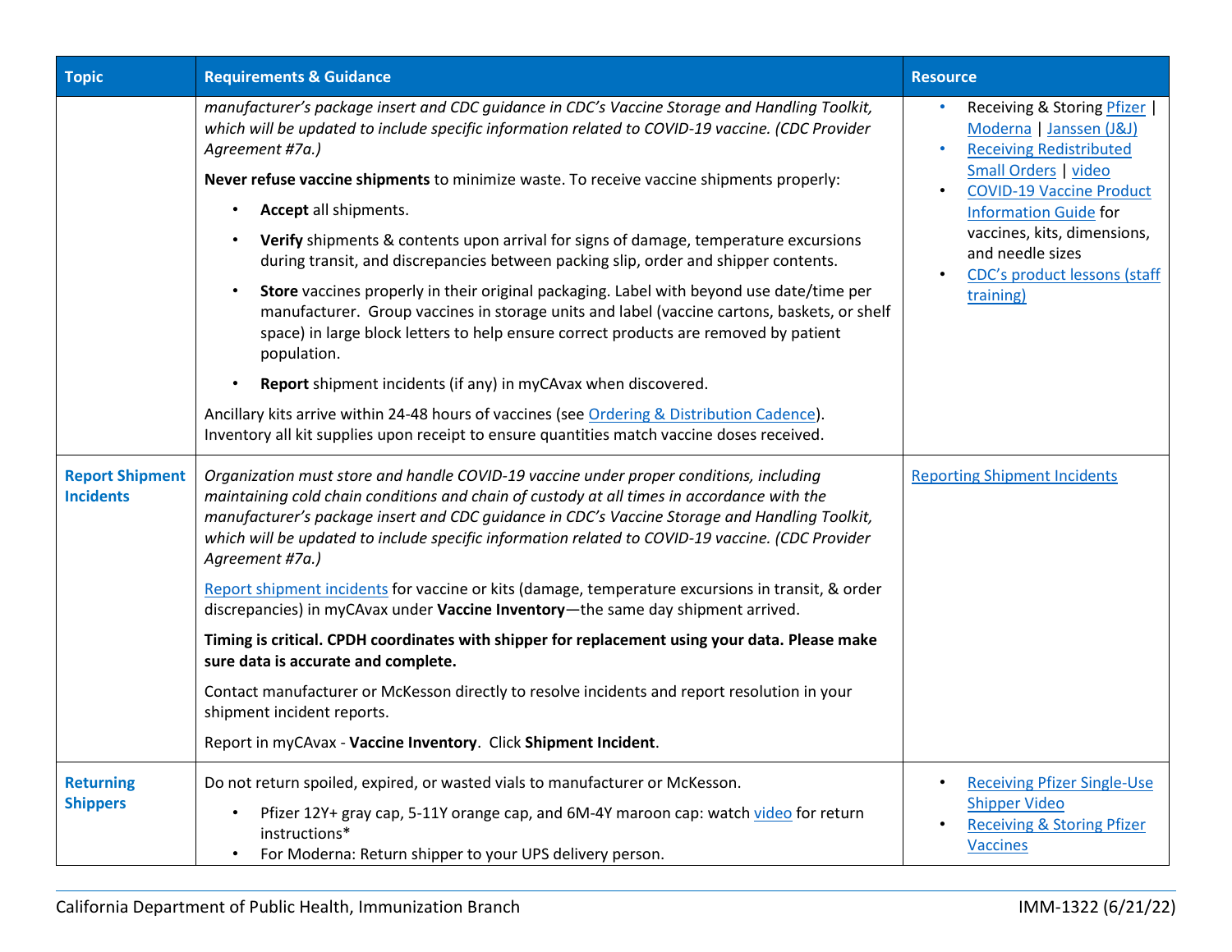| Topic | Requirements & Guidance | Resource |
|---|---|---|
| | *manufacturer's package insert and CDC guidance in CDC's Vaccine Storage and Handling Toolkit, which will be updated to include specific information related to COVID-19 vaccine. (CDC Provider Agreement #7a.)*<br><br>**Never refuse vaccine shipments** to minimize waste. To receive vaccine shipments properly:<br><br>• **Accept** all shipments.<br>• **Verify** shipments & contents upon arrival for signs of damage, temperature excursions during transit, and discrepancies between packing slip, order and shipper contents.<br>• **Store** vaccines properly in their original packaging. Label with beyond use date/time per manufacturer. Group vaccines in storage units and label (vaccine cartons, baskets, or shelf space) in large block letters to help ensure correct products are removed by patient population.<br>• **Report** shipment incidents (if any) in myCAvax when discovered.<br><br>Ancillary kits arrive within 24-48 hours of vaccines (see Ordering & Distribution Cadence). Inventory all kit supplies upon receipt to ensure quantities match vaccine doses received. | • Receiving & Storing Pfizer \| Moderna \| Janssen (J&J)<br>• Receiving Redistributed Small Orders \| video<br>• COVID-19 Vaccine Product Information Guide for vaccines, kits, dimensions, and needle sizes<br>• CDC's product lessons (staff training) |
| **Report Shipment Incidents** | *Organization must store and handle COVID-19 vaccine under proper conditions, including maintaining cold chain conditions and chain of custody at all times in accordance with the manufacturer's package insert and CDC guidance in CDC's Vaccine Storage and Handling Toolkit, which will be updated to include specific information related to COVID-19 vaccine. (CDC Provider Agreement #7a.)*<br><br>Report shipment incidents for vaccine or kits (damage, temperature excursions in transit, & order discrepancies) in myCAvax under **Vaccine Inventory**—the same day shipment arrived.<br><br>**Timing is critical. CPDH coordinates with shipper for replacement using your data. Please make sure data is accurate and complete.**<br><br>Contact manufacturer or McKesson directly to resolve incidents and report resolution in your shipment incident reports.<br><br>Report in myCAvax - **Vaccine Inventory**. Click **Shipment Incident**. | Reporting Shipment Incidents |
| **Returning Shippers** | Do not return spoiled, expired, or wasted vials to manufacturer or McKesson.<br><br>• Pfizer 12Y+ gray cap, 5-11Y orange cap, and 6M-4Y maroon cap: watch video for return instructions*<br>• For Moderna: Return shipper to your UPS delivery person. | • Receiving Pfizer Single-Use Shipper Video<br>• Receiving & Storing Pfizer Vaccines |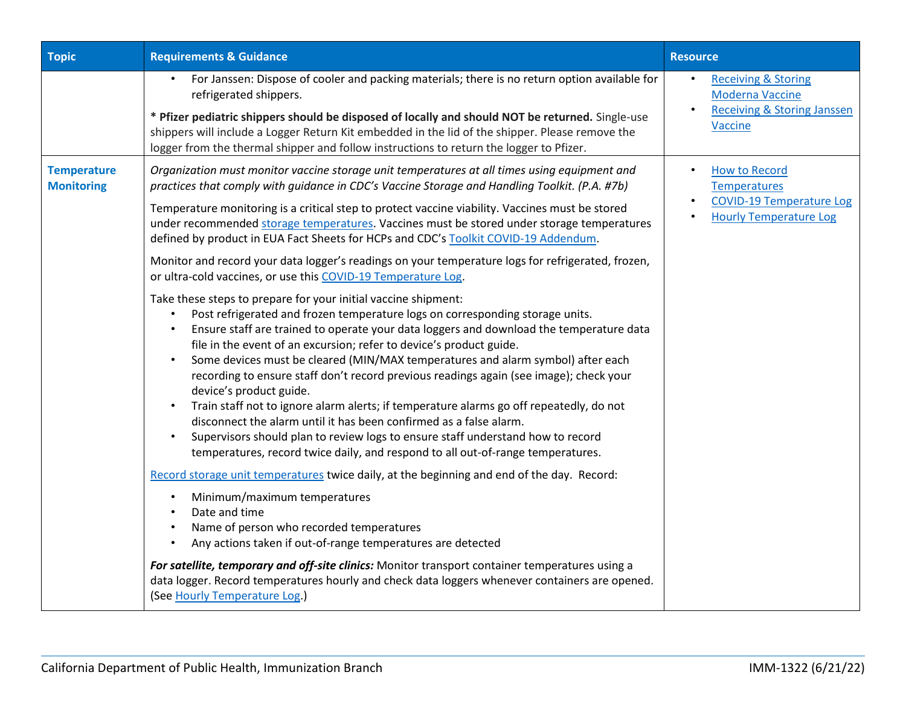| Topic | Requirements & Guidance | Resource |
|---|---|---|
| | • For Janssen: Dispose of cooler and packing materials; there is no return option available for refrigerated shippers.<br><br>**\* Pfizer pediatric shippers should be disposed of locally and should NOT be returned.** Single-use shippers will include a Logger Return Kit embedded in the lid of the shipper. Please remove the logger from the thermal shipper and follow instructions to return the logger to Pfizer. | • Receiving & Storing Moderna Vaccine<br>• Receiving & Storing Janssen Vaccine |
| **Temperature Monitoring** | *Organization must monitor vaccine storage unit temperatures at all times using equipment and practices that comply with guidance in CDC's Vaccine Storage and Handling Toolkit. (P.A. #7b)*<br><br>Temperature monitoring is a critical step to protect vaccine viability. Vaccines must be stored under recommended storage temperatures. Vaccines must be stored under storage temperatures defined by product in EUA Fact Sheets for HCPs and CDC's Toolkit COVID-19 Addendum.<br><br>Monitor and record your data logger's readings on your temperature logs for refrigerated, frozen, or ultra-cold vaccines, or use this COVID-19 Temperature Log.<br><br>Take these steps to prepare for your initial vaccine shipment:<br>• Post refrigerated and frozen temperature logs on corresponding storage units.<br>• Ensure staff are trained to operate your data loggers and download the temperature data file in the event of an excursion; refer to device's product guide.<br>• Some devices must be cleared (MIN/MAX temperatures and alarm symbol) after each recording to ensure staff don't record previous readings again (see image); check your device's product guide.<br>• Train staff not to ignore alarm alerts; if temperature alarms go off repeatedly, do not disconnect the alarm until it has been confirmed as a false alarm.<br>• Supervisors should plan to review logs to ensure staff understand how to record temperatures, record twice daily, and respond to all out-of-range temperatures.<br><br>Record storage unit temperatures twice daily, at the beginning and end of the day. Record:<br>• Minimum/maximum temperatures<br>• Date and time<br>• Name of person who recorded temperatures<br>• Any actions taken if out-of-range temperatures are detected<br><br>***For satellite, temporary and off-site clinics:*** Monitor transport container temperatures using a data logger. Record temperatures hourly and check data loggers whenever containers are opened. (See Hourly Temperature Log.) | • How to Record Temperatures<br>• COVID-19 Temperature Log<br>• Hourly Temperature Log |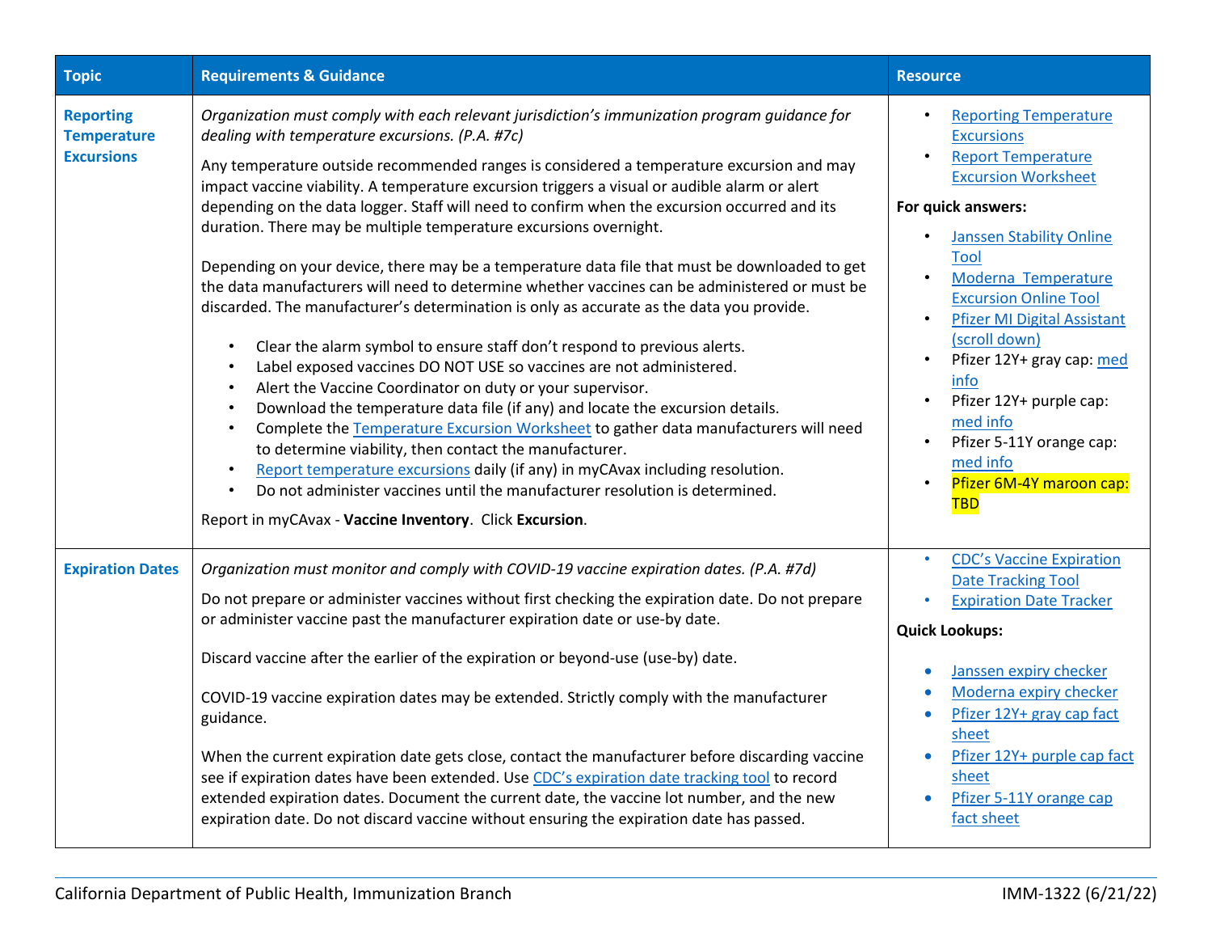| Topic | Requirements & Guidance | Resource |
|---|---|---|
| **Reporting Temperature Excursions** | *Organization must comply with each relevant jurisdiction's immunization program guidance for dealing with temperature excursions. (P.A. #7c)*<br><br>Any temperature outside recommended ranges is considered a temperature excursion and may impact vaccine viability. A temperature excursion triggers a visual or audible alarm or alert depending on the data logger. Staff will need to confirm when the excursion occurred and its duration. There may be multiple temperature excursions overnight.<br><br>Depending on your device, there may be a temperature data file that must be downloaded to get the data manufacturers will need to determine whether vaccines can be administered or must be discarded. The manufacturer's determination is only as accurate as the data you provide.<br><br>• Clear the alarm symbol to ensure staff don't respond to previous alerts.<br>• Label exposed vaccines DO NOT USE so vaccines are not administered.<br>• Alert the Vaccine Coordinator on duty or your supervisor.<br>• Download the temperature data file (if any) and locate the excursion details.<br>• Complete the Temperature Excursion Worksheet to gather data manufacturers will need to determine viability, then contact the manufacturer.<br>• Report temperature excursions daily (if any) in myCAvax including resolution.<br>• Do not administer vaccines until the manufacturer resolution is determined.<br><br>Report in myCAvax - **Vaccine Inventory**. Click **Excursion**. | • Reporting Temperature Excursions<br>• Report Temperature Excursion Worksheet<br><br>**For quick answers:**<br><br>• Janssen Stability Online Tool<br>• Moderna Temperature Excursion Online Tool<br>• Pfizer MI Digital Assistant (scroll down)<br>• Pfizer 12Y+ gray cap: med info<br>• Pfizer 12Y+ purple cap: med info<br>• Pfizer 5-11Y orange cap: med info<br>• Pfizer 6M-4Y maroon cap: TBD |
| **Expiration Dates** | *Organization must monitor and comply with COVID-19 vaccine expiration dates. (P.A. #7d)*<br><br>Do not prepare or administer vaccines without first checking the expiration date. Do not prepare or administer vaccine past the manufacturer expiration date or use-by date.<br><br>Discard vaccine after the earlier of the expiration or beyond-use (use-by) date.<br><br>COVID-19 vaccine expiration dates may be extended. Strictly comply with the manufacturer guidance.<br><br>When the current expiration date gets close, contact the manufacturer before discarding vaccine see if expiration dates have been extended. Use CDC's expiration date tracking tool to record extended expiration dates. Document the current date, the vaccine lot number, and the new expiration date. Do not discard vaccine without ensuring the expiration date has passed. | • CDC's Vaccine Expiration Date Tracking Tool<br>• Expiration Date Tracker<br><br>**Quick Lookups:**<br><br>• Janssen expiry checker<br>• Moderna expiry checker<br>• Pfizer 12Y+ gray cap fact sheet<br>• Pfizer 12Y+ purple cap fact sheet<br>• Pfizer 5-11Y orange cap fact sheet |

California Department of Public Health, Immunization Branch IMM-1322 (6/21/22)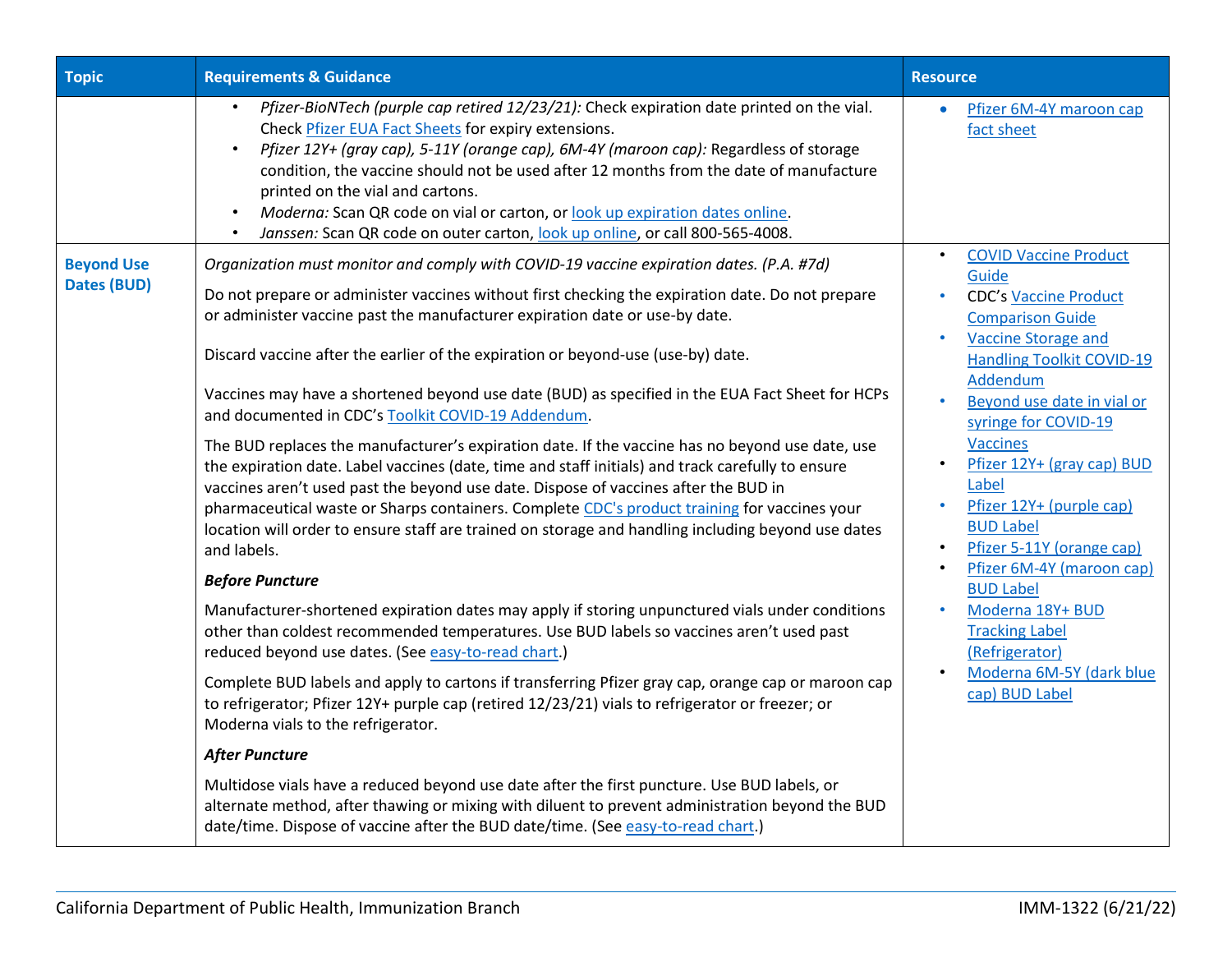| Topic | Requirements & Guidance | Resource |
| --- | --- | --- |
| | • *Pfizer-BioNTech (purple cap retired 12/23/21):* Check expiration date printed on the vial. Check Pfizer EUA Fact Sheets for expiry extensions.<br>• *Pfizer 12Y+ (gray cap), 5-11Y (orange cap), 6M-4Y (maroon cap):* Regardless of storage condition, the vaccine should not be used after 12 months from the date of manufacture printed on the vial and cartons.<br>• *Moderna:* Scan QR code on vial or carton, or look up expiration dates online.<br>• *Janssen:* Scan QR code on outer carton, look up online, or call 800-565-4008. | • Pfizer 6M-4Y maroon cap fact sheet |
| **Beyond Use Dates (BUD)** | *Organization must monitor and comply with COVID-19 vaccine expiration dates. (P.A. #7d)*<br><br>Do not prepare or administer vaccines without first checking the expiration date. Do not prepare or administer vaccine past the manufacturer expiration date or use-by date.<br><br>Discard vaccine after the earlier of the expiration or beyond-use (use-by) date.<br><br>Vaccines may have a shortened beyond use date (BUD) as specified in the EUA Fact Sheet for HCPs and documented in CDC's Toolkit COVID-19 Addendum.<br><br>The BUD replaces the manufacturer's expiration date. If the vaccine has no beyond use date, use the expiration date. Label vaccines (date, time and staff initials) and track carefully to ensure vaccines aren't used past the beyond use date. Dispose of vaccines after the BUD in pharmaceutical waste or Sharps containers. Complete CDC's product training for vaccines your location will order to ensure staff are trained on storage and handling including beyond use dates and labels.<br><br>***Before Puncture***<br><br>Manufacturer-shortened expiration dates may apply if storing unpunctured vials under conditions other than coldest recommended temperatures. Use BUD labels so vaccines aren't used past reduced beyond use dates. (See easy-to-read chart.)<br><br>Complete BUD labels and apply to cartons if transferring Pfizer gray cap, orange cap or maroon cap to refrigerator; Pfizer 12Y+ purple cap (retired 12/23/21) vials to refrigerator or freezer; or Moderna vials to the refrigerator.<br><br>***After Puncture***<br><br>Multidose vials have a reduced beyond use date after the first puncture. Use BUD labels, or alternate method, after thawing or mixing with diluent to prevent administration beyond the BUD date/time. Dispose of vaccine after the BUD date/time. (See easy-to-read chart.) | • COVID Vaccine Product Guide<br>• CDC's Vaccine Product Comparison Guide<br>• Vaccine Storage and Handling Toolkit COVID-19 Addendum<br>• Beyond use date in vial or syringe for COVID-19 Vaccines<br>• Pfizer 12Y+ (gray cap) BUD Label<br>• Pfizer 12Y+ (purple cap) BUD Label<br>• Pfizer 5-11Y (orange cap)<br>• Pfizer 6M-4Y (maroon cap) BUD Label<br>• Moderna 18Y+ BUD Tracking Label (Refrigerator)<br>• Moderna 6M-5Y (dark blue cap) BUD Label |

California Department of Public Health, Immunization Branch IMM-1322 (6/21/22)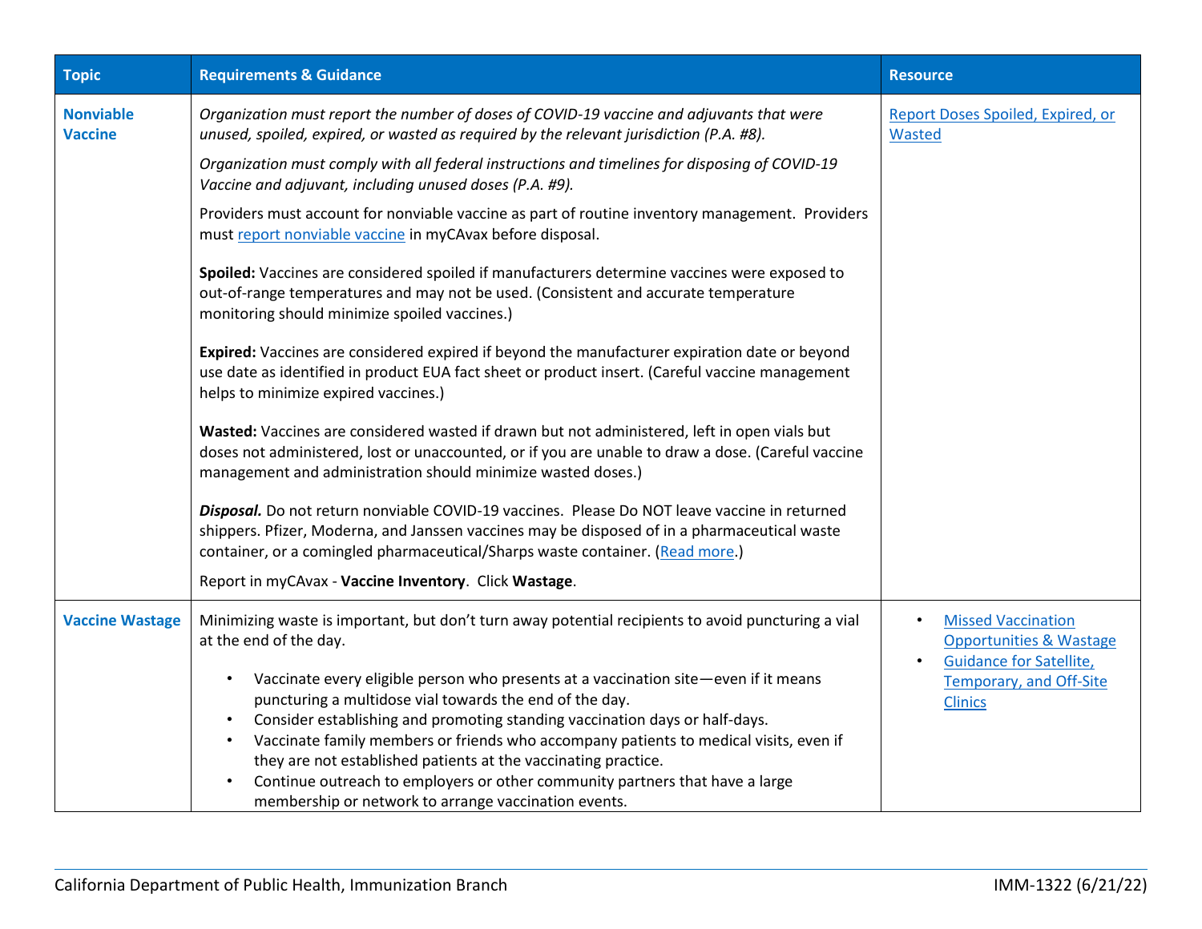| Topic | Requirements & Guidance | Resource |
|---|---|---|
| **Nonviable Vaccine** | *Organization must report the number of doses of COVID-19 vaccine and adjuvants that were unused, spoiled, expired, or wasted as required by the relevant jurisdiction (P.A. #8).*<br><br>*Organization must comply with all federal instructions and timelines for disposing of COVID-19 Vaccine and adjuvant, including unused doses (P.A. #9).*<br><br>Providers must account for nonviable vaccine as part of routine inventory management. Providers must report nonviable vaccine in myCAvax before disposal.<br><br>**Spoiled:** Vaccines are considered spoiled if manufacturers determine vaccines were exposed to out-of-range temperatures and may not be used. (Consistent and accurate temperature monitoring should minimize spoiled vaccines.)<br><br>**Expired:** Vaccines are considered expired if beyond the manufacturer expiration date or beyond use date as identified in product EUA fact sheet or product insert. (Careful vaccine management helps to minimize expired vaccines.)<br><br>**Wasted:** Vaccines are considered wasted if drawn but not administered, left in open vials but doses not administered, lost or unaccounted, or if you are unable to draw a dose. (Careful vaccine management and administration should minimize wasted doses.)<br><br>***Disposal.*** Do not return nonviable COVID-19 vaccines. Please Do NOT leave vaccine in returned shippers. Pfizer, Moderna, and Janssen vaccines may be disposed of in a pharmaceutical waste container, or a comingled pharmaceutical/Sharps waste container. (Read more.)<br><br>Report in myCAvax - **Vaccine Inventory**. Click **Wastage**. | Report Doses Spoiled, Expired, or Wasted |
| **Vaccine Wastage** | Minimizing waste is important, but don't turn away potential recipients to avoid puncturing a vial at the end of the day.<br><br>• Vaccinate every eligible person who presents at a vaccination site—even if it means puncturing a multidose vial towards the end of the day.<br>• Consider establishing and promoting standing vaccination days or half-days.<br>• Vaccinate family members or friends who accompany patients to medical visits, even if they are not established patients at the vaccinating practice.<br>• Continue outreach to employers or other community partners that have a large membership or network to arrange vaccination events. | • Missed Vaccination Opportunities & Wastage<br>• Guidance for Satellite, Temporary, and Off-Site Clinics |

California Department of Public Health, Immunization Branch IMM-1322 (6/21/22)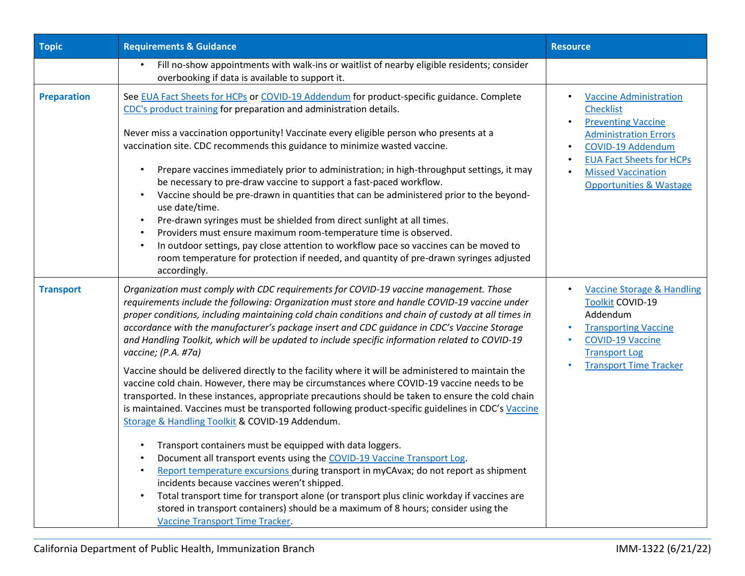| Topic | Requirements & Guidance | Resource |
|---|---|---|
| | • Fill no-show appointments with walk-ins or waitlist of nearby eligible residents; consider overbooking if data is available to support it. | |
| **Preparation** | See EUA Fact Sheets for HCPs or COVID-19 Addendum for product-specific guidance. Complete CDC's product training for preparation and administration details.<br><br>Never miss a vaccination opportunity! Vaccinate every eligible person who presents at a vaccination site. CDC recommends this guidance to minimize wasted vaccine.<br><br>• Prepare vaccines immediately prior to administration; in high-throughput settings, it may be necessary to pre-draw vaccine to support a fast-paced workflow.<br>• Vaccine should be pre-drawn in quantities that can be administered prior to the beyond-use date/time.<br>• Pre-drawn syringes must be shielded from direct sunlight at all times.<br>• Providers must ensure maximum room-temperature time is observed.<br>• In outdoor settings, pay close attention to workflow pace so vaccines can be moved to room temperature for protection if needed, and quantity of pre-drawn syringes adjusted accordingly. | • Vaccine Administration Checklist<br>• Preventing Vaccine Administration Errors<br>• COVID-19 Addendum<br>• EUA Fact Sheets for HCPs<br>• Missed Vaccination Opportunities & Wastage |
| **Transport** | *Organization must comply with CDC requirements for COVID-19 vaccine management. Those requirements include the following: Organization must store and handle COVID-19 vaccine under proper conditions, including maintaining cold chain conditions and chain of custody at all times in accordance with the manufacturer's package insert and CDC guidance in CDC's Vaccine Storage and Handling Toolkit, which will be updated to include specific information related to COVID-19 vaccine; (P.A. #7a)*<br><br>Vaccine should be delivered directly to the facility where it will be administered to maintain the vaccine cold chain. However, there may be circumstances where COVID-19 vaccine needs to be transported. In these instances, appropriate precautions should be taken to ensure the cold chain is maintained. Vaccines must be transported following product-specific guidelines in CDC's Vaccine Storage & Handling Toolkit & COVID-19 Addendum.<br><br>• Transport containers must be equipped with data loggers.<br>• Document all transport events using the COVID-19 Vaccine Transport Log.<br>• Report temperature excursions during transport in myCAvax; do not report as shipment incidents because vaccines weren't shipped.<br>• Total transport time for transport alone (or transport plus clinic workday if vaccines are stored in transport containers) should be a maximum of 8 hours; consider using the Vaccine Transport Time Tracker. | • Vaccine Storage & Handling Toolkit COVID-19 Addendum<br>• Transporting Vaccine<br>• COVID-19 Vaccine Transport Log<br>• Transport Time Tracker |

California Department of Public Health, Immunization Branch IMM-1322 (6/21/22)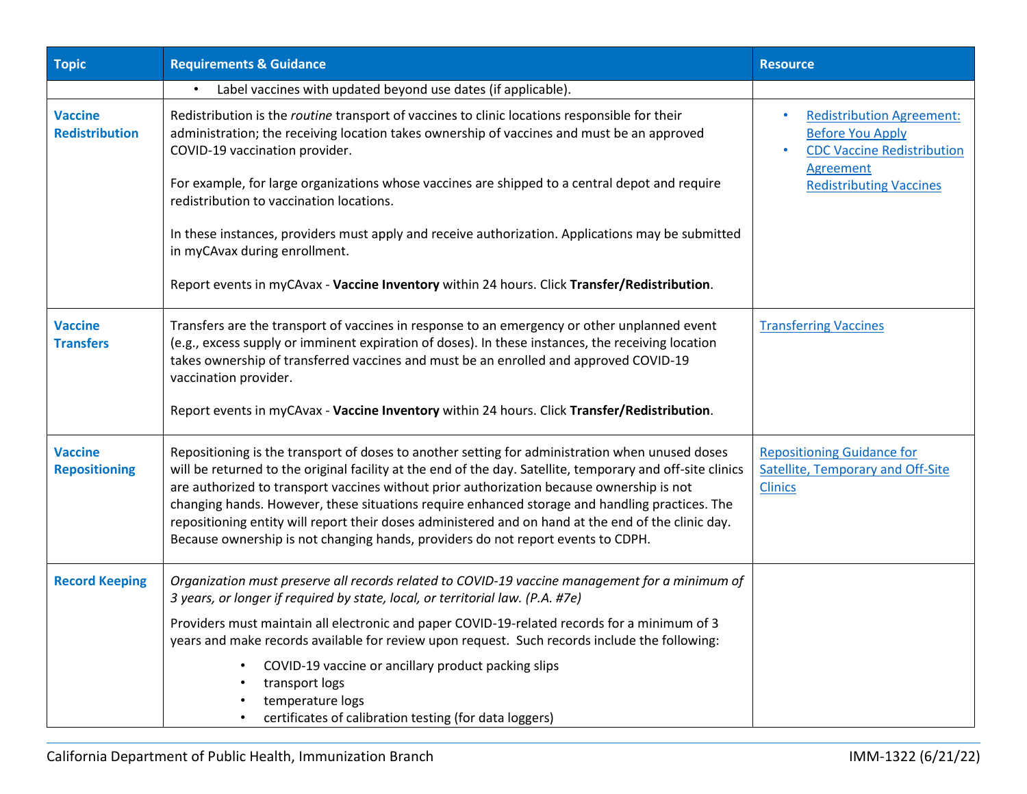| Topic | Requirements & Guidance | Resource |
|---|---|---|
| | • Label vaccines with updated beyond use dates (if applicable). | |
| **Vaccine Redistribution** | Redistribution is the *routine* transport of vaccines to clinic locations responsible for their administration; the receiving location takes ownership of vaccines and must be an approved COVID-19 vaccination provider.<br><br>For example, for large organizations whose vaccines are shipped to a central depot and require redistribution to vaccination locations.<br><br>In these instances, providers must apply and receive authorization. Applications may be submitted in myCAvax during enrollment.<br><br>Report events in myCAvax - **Vaccine Inventory** within 24 hours. Click **Transfer/Redistribution**. | • Redistribution Agreement: Before You Apply<br>• CDC Vaccine Redistribution Agreement<br>Redistributing Vaccines |
| **Vaccine Transfers** | Transfers are the transport of vaccines in response to an emergency or other unplanned event (e.g., excess supply or imminent expiration of doses). In these instances, the receiving location takes ownership of transferred vaccines and must be an enrolled and approved COVID-19 vaccination provider.<br><br>Report events in myCAvax - **Vaccine Inventory** within 24 hours. Click **Transfer/Redistribution**. | Transferring Vaccines |
| **Vaccine Repositioning** | Repositioning is the transport of doses to another setting for administration when unused doses will be returned to the original facility at the end of the day. Satellite, temporary and off-site clinics are authorized to transport vaccines without prior authorization because ownership is not changing hands. However, these situations require enhanced storage and handling practices. The repositioning entity will report their doses administered and on hand at the end of the clinic day. Because ownership is not changing hands, providers do not report events to CDPH. | Repositioning Guidance for Satellite, Temporary and Off-Site Clinics |
| **Record Keeping** | *Organization must preserve all records related to COVID-19 vaccine management for a minimum of 3 years, or longer if required by state, local, or territorial law. (P.A. #7e)*<br><br>Providers must maintain all electronic and paper COVID-19-related records for a minimum of 3 years and make records available for review upon request. Such records include the following:<br>• COVID-19 vaccine or ancillary product packing slips<br>• transport logs<br>• temperature logs<br>• certificates of calibration testing (for data loggers) | |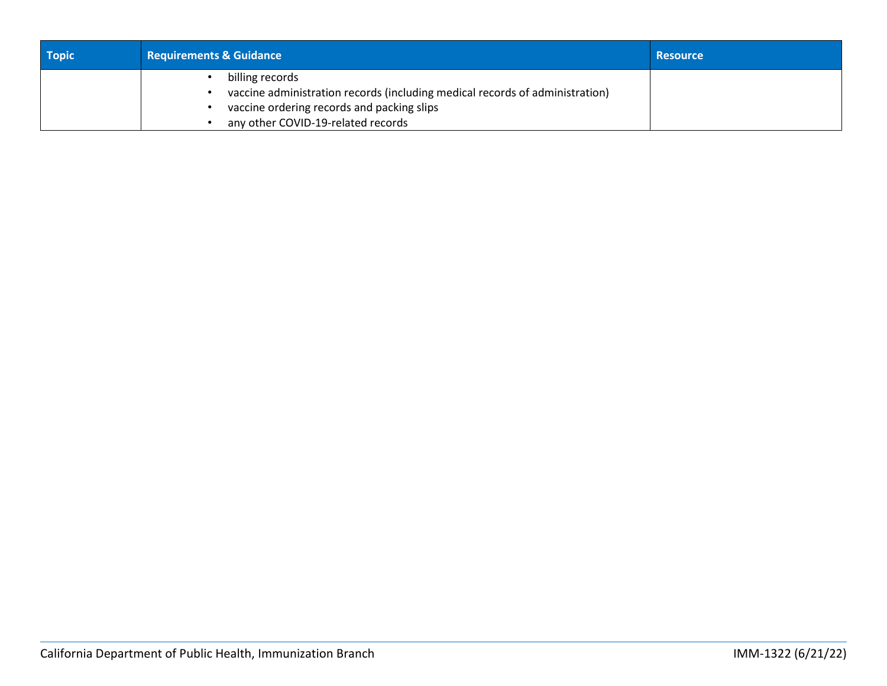| Topic | Requirements & Guidance | Resource |
| --- | --- | --- |
| | • billing records<br>• vaccine administration records (including medical records of administration)<br>• vaccine ordering records and packing slips<br>• any other COVID-19-related records | |